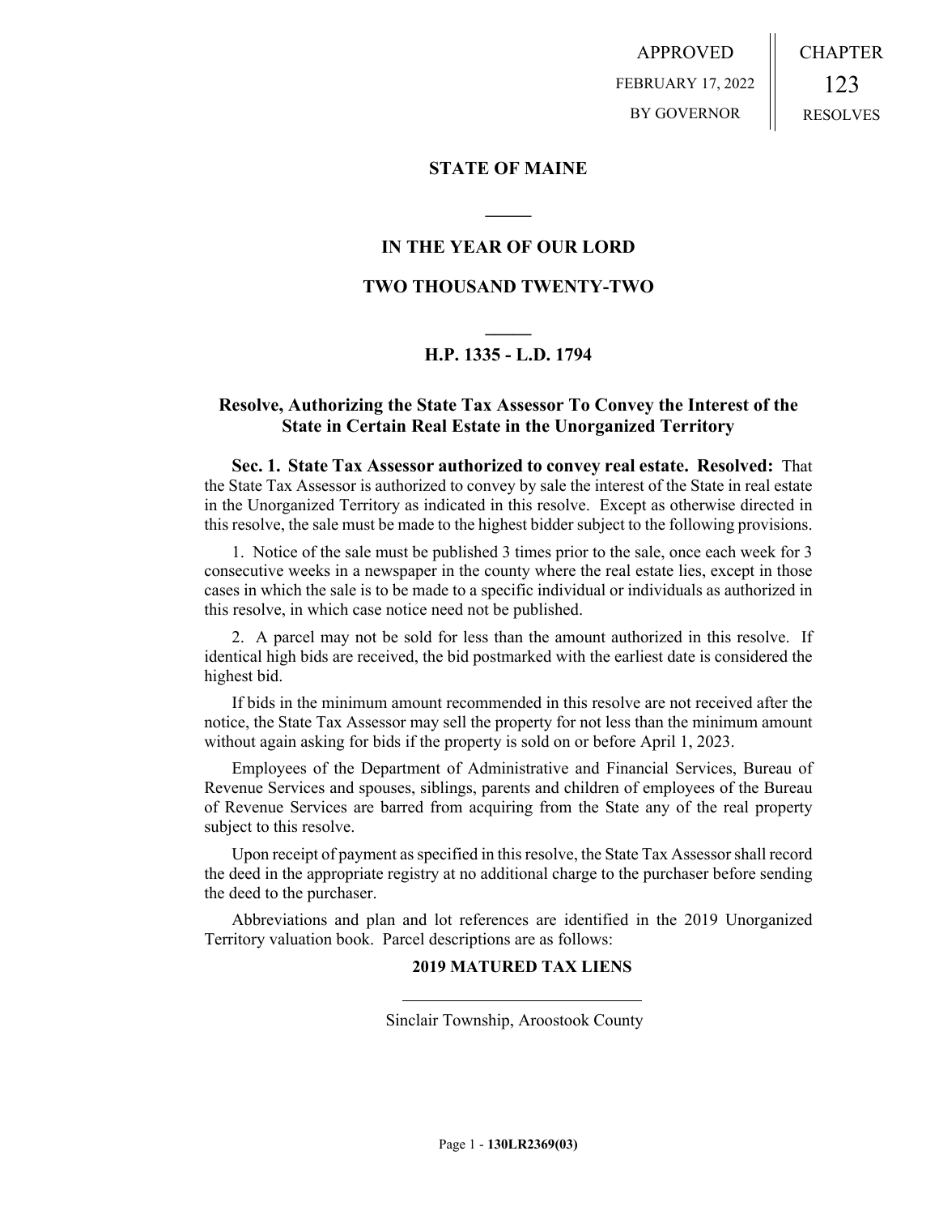APPROVED
FEBRUARY 17, 2022
BY GOVERNOR

CHAPTER
123
RESOLVES

## STATE OF MAINE

## IN THE YEAR OF OUR LORD

## TWO THOUSAND TWENTY-TWO

## H.P. 1335 - L.D. 1794

## Resolve, Authorizing the State Tax Assessor To Convey the Interest of the State in Certain Real Estate in the Unorganized Territory

**Sec. 1. State Tax Assessor authorized to convey real estate. Resolved:** That the State Tax Assessor is authorized to convey by sale the interest of the State in real estate in the Unorganized Territory as indicated in this resolve. Except as otherwise directed in this resolve, the sale must be made to the highest bidder subject to the following provisions.

1. Notice of the sale must be published 3 times prior to the sale, once each week for 3 consecutive weeks in a newspaper in the county where the real estate lies, except in those cases in which the sale is to be made to a specific individual or individuals as authorized in this resolve, in which case notice need not be published.

2. A parcel may not be sold for less than the amount authorized in this resolve. If identical high bids are received, the bid postmarked with the earliest date is considered the highest bid.

If bids in the minimum amount recommended in this resolve are not received after the notice, the State Tax Assessor may sell the property for not less than the minimum amount without again asking for bids if the property is sold on or before April 1, 2023.

Employees of the Department of Administrative and Financial Services, Bureau of Revenue Services and spouses, siblings, parents and children of employees of the Bureau of Revenue Services are barred from acquiring from the State any of the real property subject to this resolve.

Upon receipt of payment as specified in this resolve, the State Tax Assessor shall record the deed in the appropriate registry at no additional charge to the purchaser before sending the deed to the purchaser.

Abbreviations and plan and lot references are identified in the 2019 Unorganized Territory valuation book. Parcel descriptions are as follows:

**2019 MATURED TAX LIENS**

Sinclair Township, Aroostook County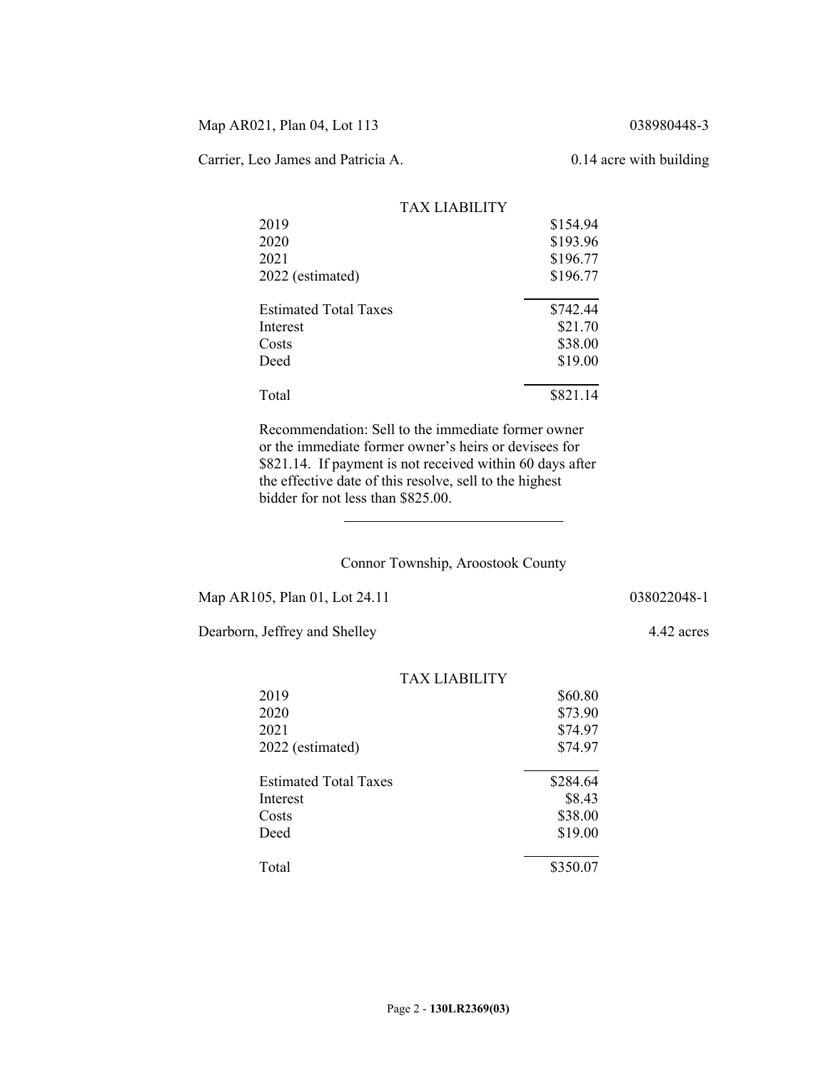Map AR021, Plan 04, Lot 113 038980448-3

Carrier, Leo James and Patricia A. 0.14 acre with building

| TAX LIABILITY | |
|---|---|
| 2019 | $154.94 |
| 2020 | $193.96 |
| 2021 | $196.77 |
| 2022 (estimated) | $196.77 |
| Estimated Total Taxes | $742.44 |
| Interest | $21.70 |
| Costs | $38.00 |
| Deed | $19.00 |
| Total | $821.14 |

Recommendation: Sell to the immediate former owner or the immediate former owner's heirs or devisees for $821.14. If payment is not received within 60 days after the effective date of this resolve, sell to the highest bidder for not less than $825.00.

---

Connor Township, Aroostook County

Map AR105, Plan 01, Lot 24.11 038022048-1

Dearborn, Jeffrey and Shelley 4.42 acres

| TAX LIABILITY | |
|---|---|
| 2019 | $60.80 |
| 2020 | $73.90 |
| 2021 | $74.97 |
| 2022 (estimated) | $74.97 |
| Estimated Total Taxes | $284.64 |
| Interest | $8.43 |
| Costs | $38.00 |
| Deed | $19.00 |
| Total | $350.07 |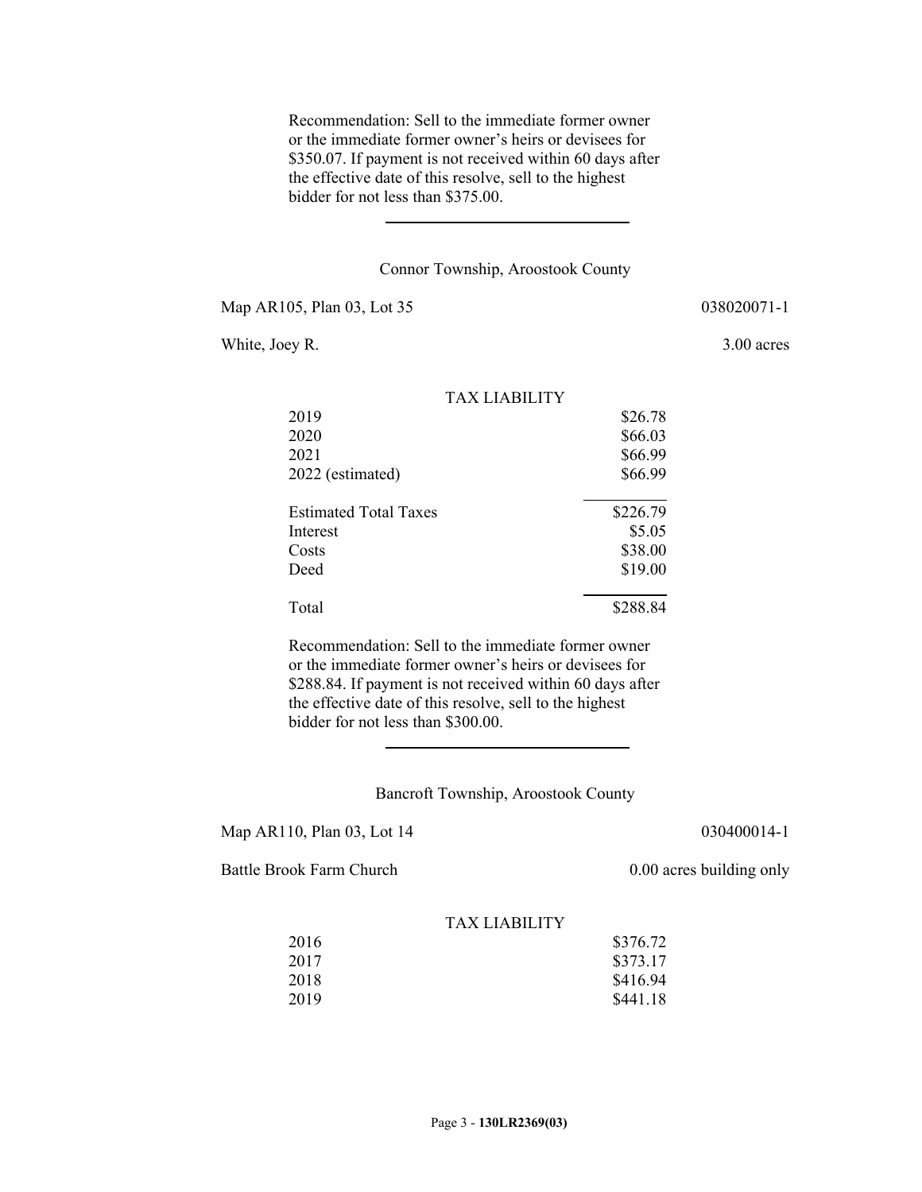Recommendation: Sell to the immediate former owner or the immediate former owner's heirs or devisees for $350.07. If payment is not received within 60 days after the effective date of this resolve, sell to the highest bidder for not less than $375.00.

---

Connor Township, Aroostook County

Map AR105, Plan 03, Lot 35 038020071-1

White, Joey R. 3.00 acres

| TAX LIABILITY | |
|---|---|
| 2019 | $26.78 |
| 2020 | $66.03 |
| 2021 | $66.99 |
| 2022 (estimated) | $66.99 |
| Estimated Total Taxes | $226.79 |
| Interest | $5.05 |
| Costs | $38.00 |
| Deed | $19.00 |
| Total | $288.84 |

Recommendation: Sell to the immediate former owner or the immediate former owner's heirs or devisees for $288.84. If payment is not received within 60 days after the effective date of this resolve, sell to the highest bidder for not less than $300.00.

---

Bancroft Township, Aroostook County

Map AR110, Plan 03, Lot 14 030400014-1

Battle Brook Farm Church 0.00 acres building only

| TAX LIABILITY | |
|---|---|
| 2016 | $376.72 |
| 2017 | $373.17 |
| 2018 | $416.94 |
| 2019 | $441.18 |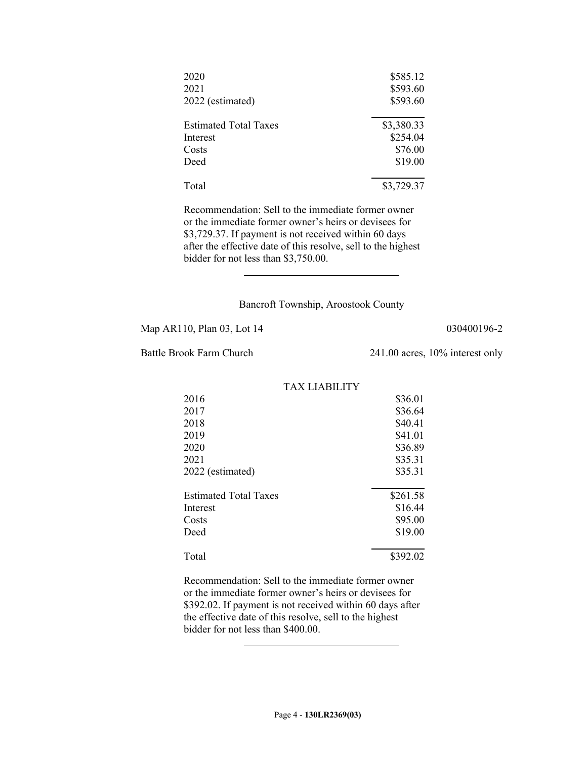| | |
|---|---|
| 2020 | $585.12 |
| 2021 | $593.60 |
| 2022 (estimated) | $593.60 |
| Estimated Total Taxes | $3,380.33 |
| Interest | $254.04 |
| Costs | $76.00 |
| Deed | $19.00 |
| Total | $3,729.37 |

Recommendation: Sell to the immediate former owner or the immediate former owner's heirs or devisees for $3,729.37. If payment is not received within 60 days after the effective date of this resolve, sell to the highest bidder for not less than $3,750.00.

---

Bancroft Township, Aroostook County

Map AR110, Plan 03, Lot 14 — 030400196-2

Battle Brook Farm Church — 241.00 acres, 10% interest only

| TAX LIABILITY | |
|---|---|
| 2016 | $36.01 |
| 2017 | $36.64 |
| 2018 | $40.41 |
| 2019 | $41.01 |
| 2020 | $36.89 |
| 2021 | $35.31 |
| 2022 (estimated) | $35.31 |
| Estimated Total Taxes | $261.58 |
| Interest | $16.44 |
| Costs | $95.00 |
| Deed | $19.00 |
| Total | $392.02 |

Recommendation: Sell to the immediate former owner or the immediate former owner's heirs or devisees for $392.02. If payment is not received within 60 days after the effective date of this resolve, sell to the highest bidder for not less than $400.00.

---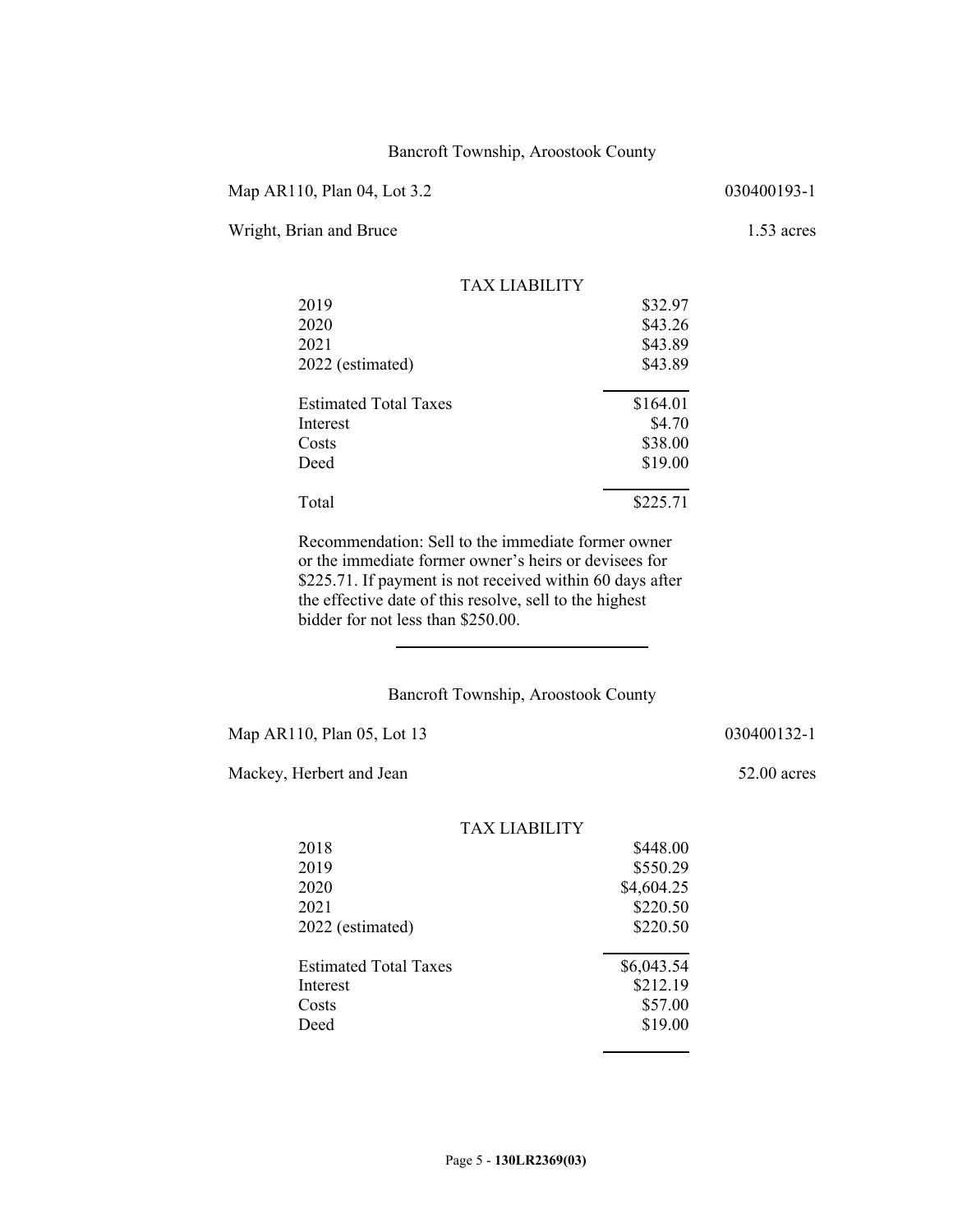Bancroft Township, Aroostook County

Map AR110, Plan 04, Lot 3.2 — 030400193-1

Wright, Brian and Bruce — 1.53 acres

| TAX LIABILITY | |
|---|---|
| 2019 | $32.97 |
| 2020 | $43.26 |
| 2021 | $43.89 |
| 2022 (estimated) | $43.89 |
| Estimated Total Taxes | $164.01 |
| Interest | $4.70 |
| Costs | $38.00 |
| Deed | $19.00 |
| Total | $225.71 |

Recommendation: Sell to the immediate former owner or the immediate former owner's heirs or devisees for $225.71. If payment is not received within 60 days after the effective date of this resolve, sell to the highest bidder for not less than $250.00.

---

Bancroft Township, Aroostook County

Map AR110, Plan 05, Lot 13 — 030400132-1

Mackey, Herbert and Jean — 52.00 acres

| TAX LIABILITY | |
|---|---|
| 2018 | $448.00 |
| 2019 | $550.29 |
| 2020 | $4,604.25 |
| 2021 | $220.50 |
| 2022 (estimated) | $220.50 |
| Estimated Total Taxes | $6,043.54 |
| Interest | $212.19 |
| Costs | $57.00 |
| Deed | $19.00 |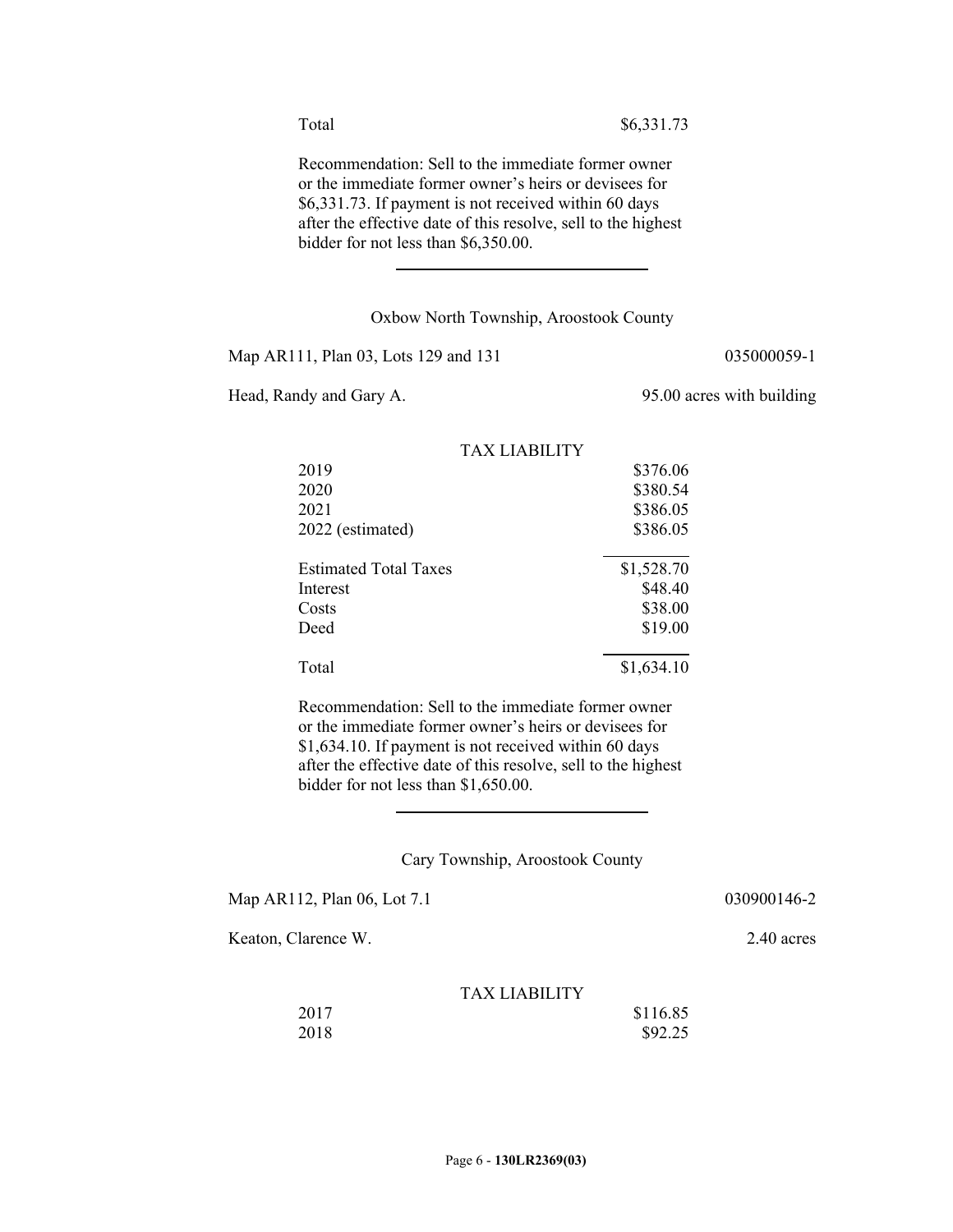| | |
|---|---|
| Total | $6,331.73 |

Recommendation: Sell to the immediate former owner or the immediate former owner's heirs or devisees for $6,331.73. If payment is not received within 60 days after the effective date of this resolve, sell to the highest bidder for not less than $6,350.00.

---

Oxbow North Township, Aroostook County

Map AR111, Plan 03, Lots 129 and 131 — 035000059-1

Head, Randy and Gary A. — 95.00 acres with building

| TAX LIABILITY | |
|---|---|
| 2019 | $376.06 |
| 2020 | $380.54 |
| 2021 | $386.05 |
| 2022 (estimated) | $386.05 |
| Estimated Total Taxes | $1,528.70 |
| Interest | $48.40 |
| Costs | $38.00 |
| Deed | $19.00 |
| Total | $1,634.10 |

Recommendation: Sell to the immediate former owner or the immediate former owner's heirs or devisees for $1,634.10. If payment is not received within 60 days after the effective date of this resolve, sell to the highest bidder for not less than $1,650.00.

---

Cary Township, Aroostook County

Map AR112, Plan 06, Lot 7.1 — 030900146-2

Keaton, Clarence W. — 2.40 acres

| TAX LIABILITY | |
|---|---|
| 2017 | $116.85 |
| 2018 | $92.25 |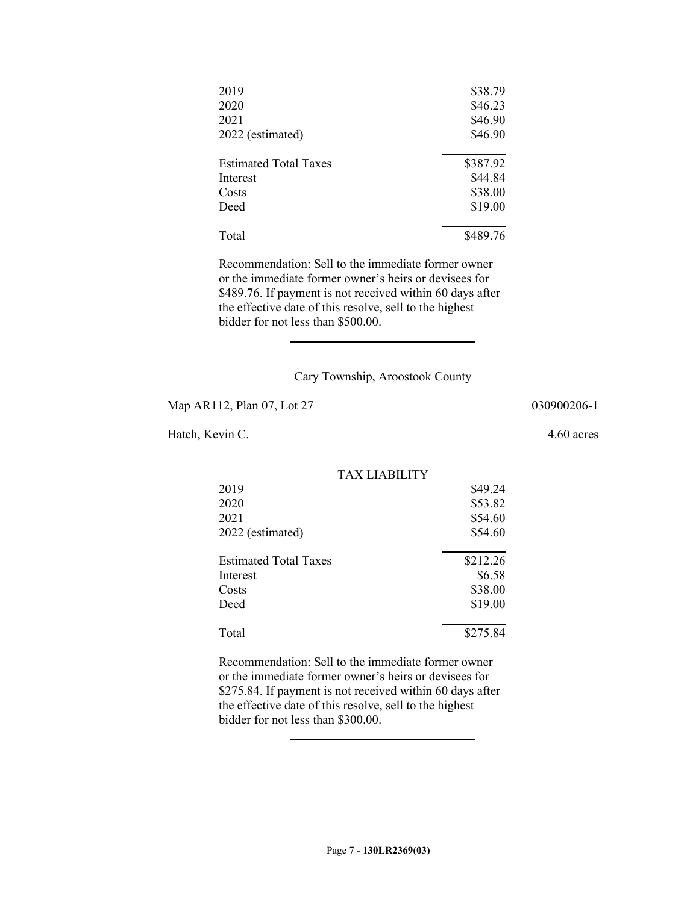| | |
|---|---|
| 2019 | $38.79 |
| 2020 | $46.23 |
| 2021 | $46.90 |
| 2022 (estimated) | $46.90 |
| Estimated Total Taxes | $387.92 |
| Interest | $44.84 |
| Costs | $38.00 |
| Deed | $19.00 |
| Total | $489.76 |

Recommendation: Sell to the immediate former owner or the immediate former owner's heirs or devisees for $489.76. If payment is not received within 60 days after the effective date of this resolve, sell to the highest bidder for not less than $500.00.

---

Cary Township, Aroostook County

Map AR112, Plan 07, Lot 27 030900206-1

Hatch, Kevin C. 4.60 acres

| TAX LIABILITY | |
|---|---|
| 2019 | $49.24 |
| 2020 | $53.82 |
| 2021 | $54.60 |
| 2022 (estimated) | $54.60 |
| Estimated Total Taxes | $212.26 |
| Interest | $6.58 |
| Costs | $38.00 |
| Deed | $19.00 |
| Total | $275.84 |

Recommendation: Sell to the immediate former owner or the immediate former owner's heirs or devisees for $275.84. If payment is not received within 60 days after the effective date of this resolve, sell to the highest bidder for not less than $300.00.

---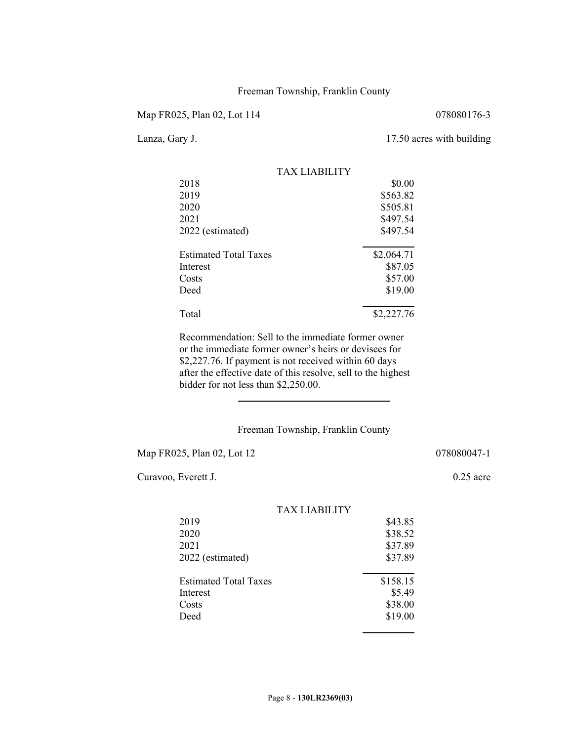Freeman Township, Franklin County

Map FR025, Plan 02, Lot 114 | 078080176-3

Lanza, Gary J. | 17.50 acres with building

| TAX LIABILITY | |
|---|---|
| 2018 | $0.00 |
| 2019 | $563.82 |
| 2020 | $505.81 |
| 2021 | $497.54 |
| 2022 (estimated) | $497.54 |
| Estimated Total Taxes | $2,064.71 |
| Interest | $87.05 |
| Costs | $57.00 |
| Deed | $19.00 |
| Total | $2,227.76 |

Recommendation: Sell to the immediate former owner or the immediate former owner's heirs or devisees for $2,227.76. If payment is not received within 60 days after the effective date of this resolve, sell to the highest bidder for not less than $2,250.00.

---

Freeman Township, Franklin County

Map FR025, Plan 02, Lot 12 | 078080047-1

Curavoo, Everett J. | 0.25 acre

| TAX LIABILITY | |
|---|---|
| 2019 | $43.85 |
| 2020 | $38.52 |
| 2021 | $37.89 |
| 2022 (estimated) | $37.89 |
| Estimated Total Taxes | $158.15 |
| Interest | $5.49 |
| Costs | $38.00 |
| Deed | $19.00 |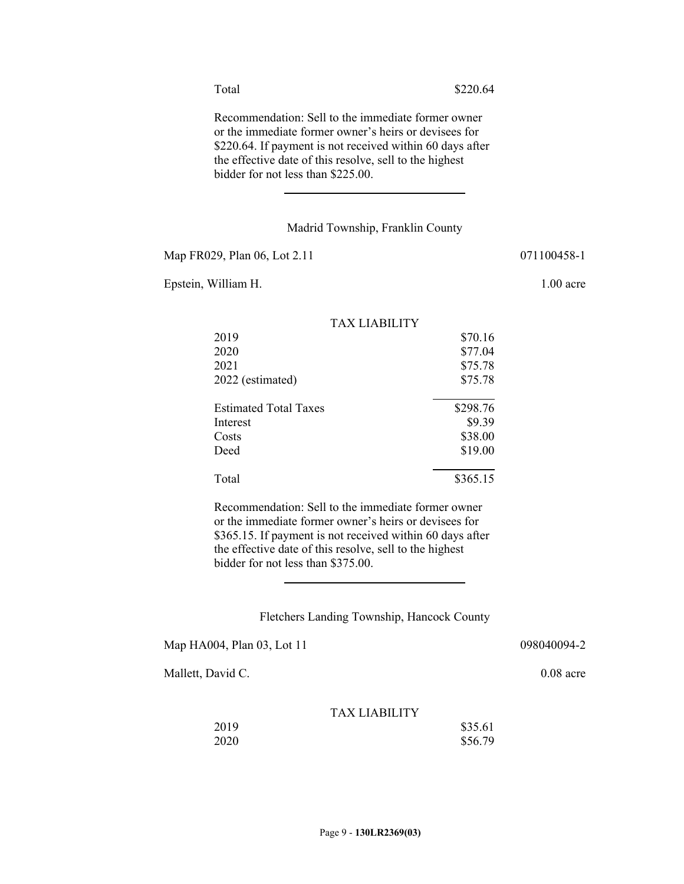| | |
|---|---|
| Total | $220.64 |

Recommendation: Sell to the immediate former owner or the immediate former owner's heirs or devisees for $220.64. If payment is not received within 60 days after the effective date of this resolve, sell to the highest bidder for not less than $225.00.

---

Madrid Township, Franklin County

Map FR029, Plan 06, Lot 2.11 | 071100458-1

Epstein, William H. | 1.00 acre

| TAX LIABILITY | |
|---|---|
| 2019 | $70.16 |
| 2020 | $77.04 |
| 2021 | $75.78 |
| 2022 (estimated) | $75.78 |
| Estimated Total Taxes | $298.76 |
| Interest | $9.39 |
| Costs | $38.00 |
| Deed | $19.00 |
| Total | $365.15 |

Recommendation: Sell to the immediate former owner or the immediate former owner's heirs or devisees for $365.15. If payment is not received within 60 days after the effective date of this resolve, sell to the highest bidder for not less than $375.00.

---

Fletchers Landing Township, Hancock County

Map HA004, Plan 03, Lot 11 | 098040094-2

Mallett, David C. | 0.08 acre

| TAX LIABILITY | |
|---|---|
| 2019 | $35.61 |
| 2020 | $56.79 |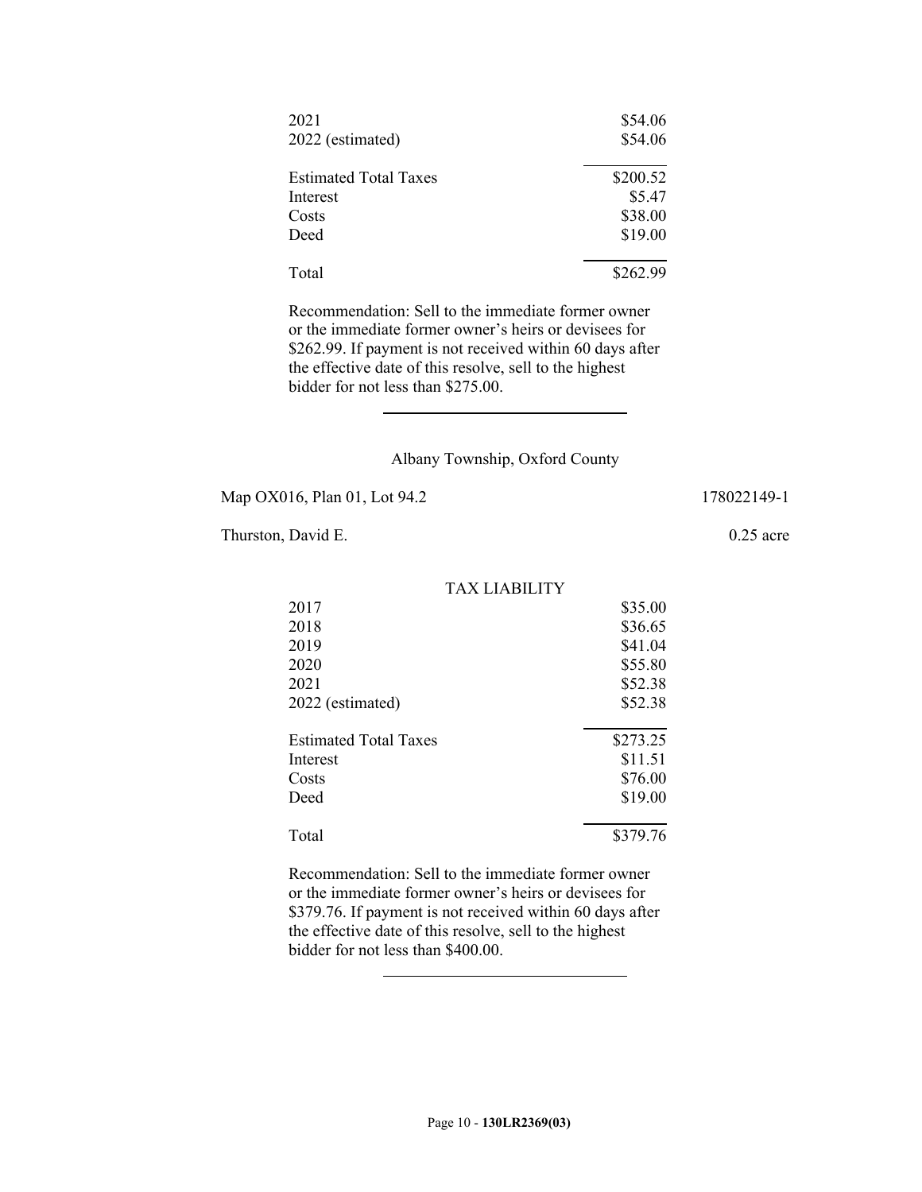| | |
|---|---|
| 2021 | $54.06 |
| 2022 (estimated) | $54.06 |
| Estimated Total Taxes | $200.52 |
| Interest | $5.47 |
| Costs | $38.00 |
| Deed | $19.00 |
| Total | $262.99 |

Recommendation: Sell to the immediate former owner or the immediate former owner's heirs or devisees for $262.99. If payment is not received within 60 days after the effective date of this resolve, sell to the highest bidder for not less than $275.00.

---

Albany Township, Oxford County

Map OX016, Plan 01, Lot 94.2 178022149-1

Thurston, David E. 0.25 acre

| TAX LIABILITY | |
|---|---|
| 2017 | $35.00 |
| 2018 | $36.65 |
| 2019 | $41.04 |
| 2020 | $55.80 |
| 2021 | $52.38 |
| 2022 (estimated) | $52.38 |
| Estimated Total Taxes | $273.25 |
| Interest | $11.51 |
| Costs | $76.00 |
| Deed | $19.00 |
| Total | $379.76 |

Recommendation: Sell to the immediate former owner or the immediate former owner's heirs or devisees for $379.76. If payment is not received within 60 days after the effective date of this resolve, sell to the highest bidder for not less than $400.00.

---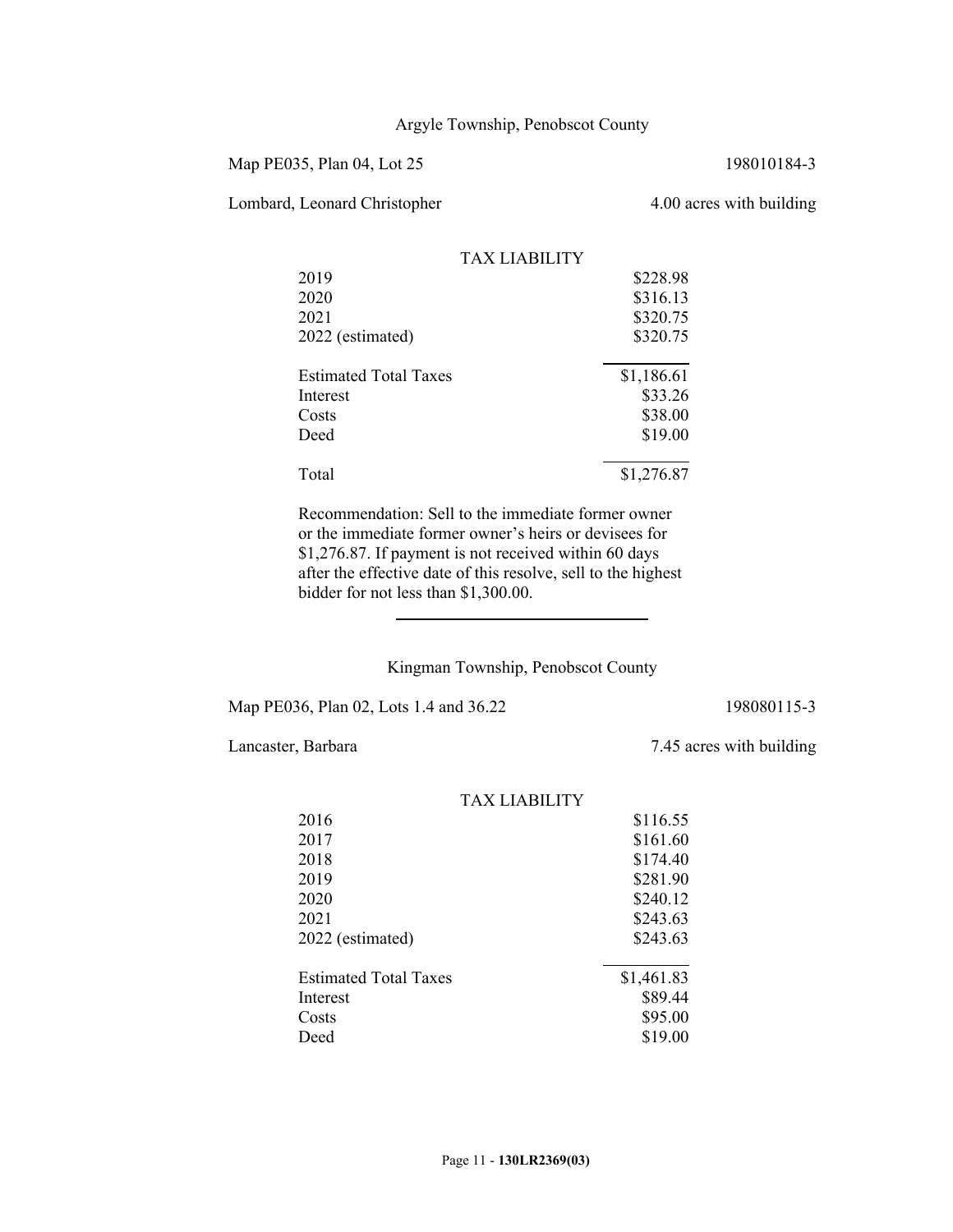Argyle Township, Penobscot County

Map PE035, Plan 04, Lot 25 198010184-3

Lombard, Leonard Christopher 4.00 acres with building

| TAX LIABILITY | |
|---|---|
| 2019 | \$228.98 |
| 2020 | \$316.13 |
| 2021 | \$320.75 |
| 2022 (estimated) | \$320.75 |
| Estimated Total Taxes | \$1,186.61 |
| Interest | \$33.26 |
| Costs | \$38.00 |
| Deed | \$19.00 |
| Total | \$1,276.87 |

Recommendation: Sell to the immediate former owner or the immediate former owner's heirs or devisees for \$1,276.87. If payment is not received within 60 days after the effective date of this resolve, sell to the highest bidder for not less than \$1,300.00.

---

Kingman Township, Penobscot County

Map PE036, Plan 02, Lots 1.4 and 36.22 198080115-3

Lancaster, Barbara 7.45 acres with building

| TAX LIABILITY | |
|---|---|
| 2016 | \$116.55 |
| 2017 | \$161.60 |
| 2018 | \$174.40 |
| 2019 | \$281.90 |
| 2020 | \$240.12 |
| 2021 | \$243.63 |
| 2022 (estimated) | \$243.63 |
| Estimated Total Taxes | \$1,461.83 |
| Interest | \$89.44 |
| Costs | \$95.00 |
| Deed | \$19.00 |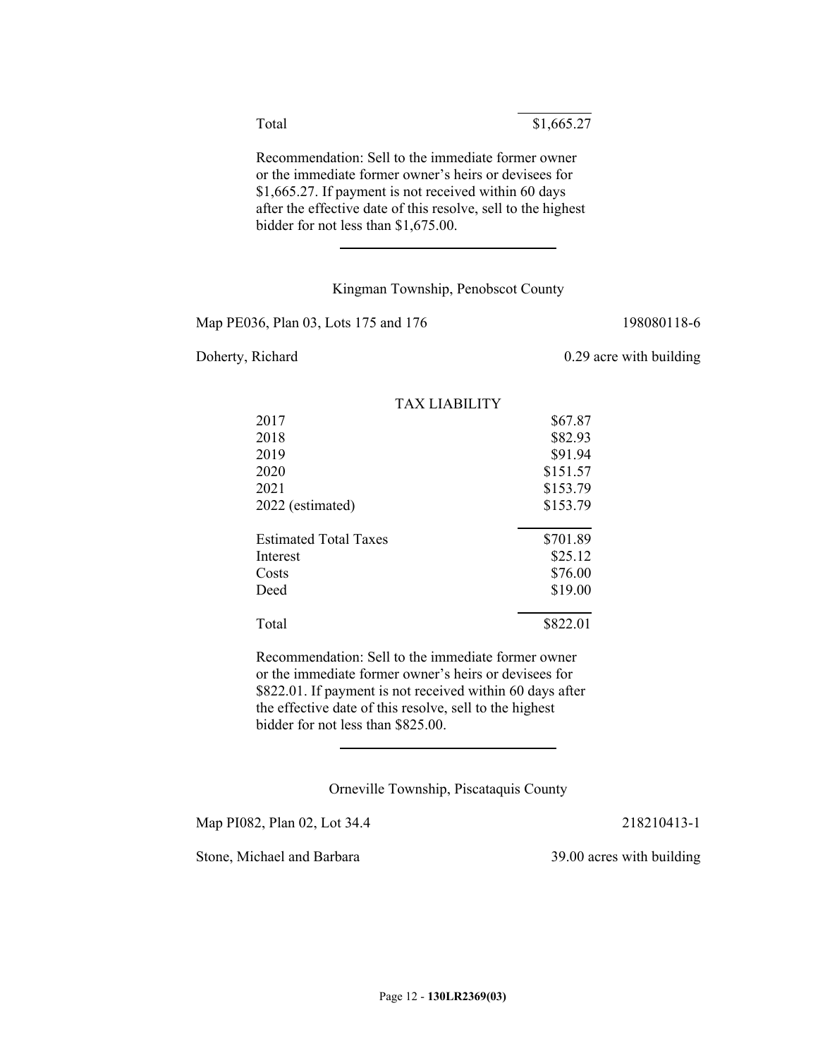| | |
|---|---|
| Total | $1,665.27 |

Recommendation: Sell to the immediate former owner or the immediate former owner's heirs or devisees for $1,665.27. If payment is not received within 60 days after the effective date of this resolve, sell to the highest bidder for not less than $1,675.00.

---

Kingman Township, Penobscot County

Map PE036, Plan 03, Lots 175 and 176 198080118-6

Doherty, Richard 0.29 acre with building

TAX LIABILITY

| | |
|---|---|
| 2017 | $67.87 |
| 2018 | $82.93 |
| 2019 | $91.94 |
| 2020 | $151.57 |
| 2021 | $153.79 |
| 2022 (estimated) | $153.79 |
| Estimated Total Taxes | $701.89 |
| Interest | $25.12 |
| Costs | $76.00 |
| Deed | $19.00 |
| Total | $822.01 |

Recommendation: Sell to the immediate former owner or the immediate former owner's heirs or devisees for $822.01. If payment is not received within 60 days after the effective date of this resolve, sell to the highest bidder for not less than $825.00.

---

Orneville Township, Piscataquis County

Map PI082, Plan 02, Lot 34.4 218210413-1

Stone, Michael and Barbara 39.00 acres with building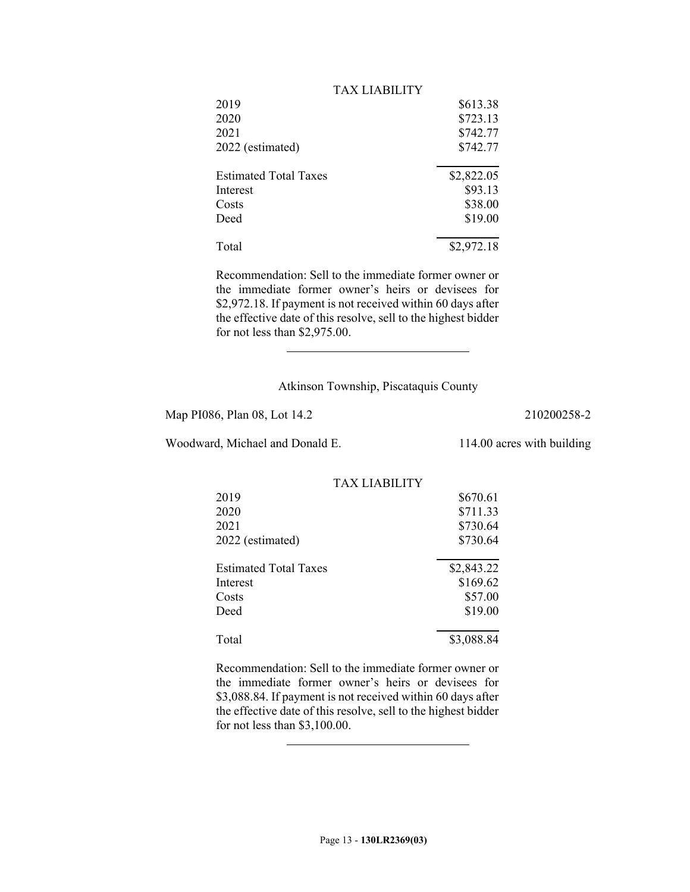TAX LIABILITY

| | |
|---|---|
| 2019 | $613.38 |
| 2020 | $723.13 |
| 2021 | $742.77 |
| 2022 (estimated) | $742.77 |
| Estimated Total Taxes | $2,822.05 |
| Interest | $93.13 |
| Costs | $38.00 |
| Deed | $19.00 |
| Total | $2,972.18 |

Recommendation: Sell to the immediate former owner or the immediate former owner's heirs or devisees for $2,972.18. If payment is not received within 60 days after the effective date of this resolve, sell to the highest bidder for not less than $2,975.00.

---

Atkinson Township, Piscataquis County

Map PI086, Plan 08, Lot 14.2 — 210200258-2

Woodward, Michael and Donald E. — 114.00 acres with building

TAX LIABILITY

| | |
|---|---|
| 2019 | $670.61 |
| 2020 | $711.33 |
| 2021 | $730.64 |
| 2022 (estimated) | $730.64 |
| Estimated Total Taxes | $2,843.22 |
| Interest | $169.62 |
| Costs | $57.00 |
| Deed | $19.00 |
| Total | $3,088.84 |

Recommendation: Sell to the immediate former owner or the immediate former owner's heirs or devisees for $3,088.84. If payment is not received within 60 days after the effective date of this resolve, sell to the highest bidder for not less than $3,100.00.

---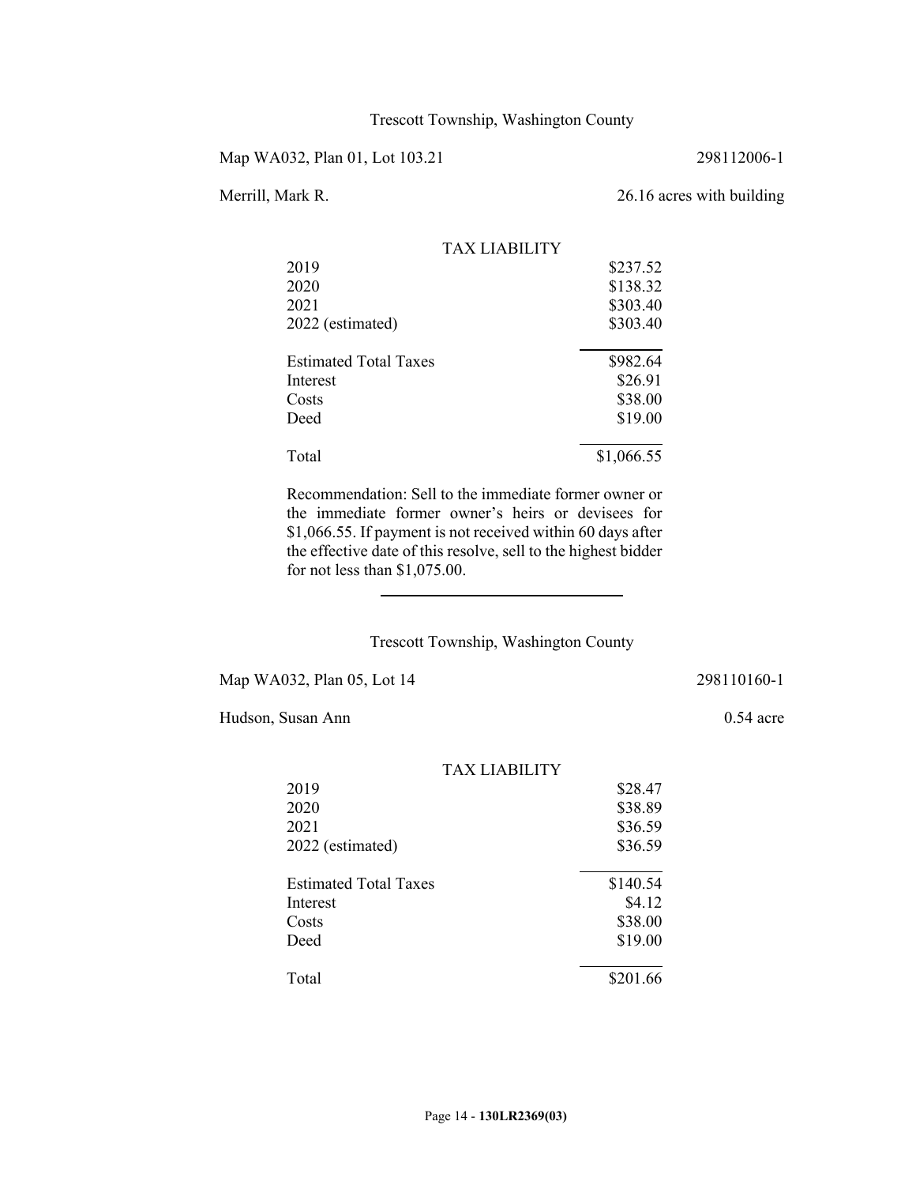Trescott Township, Washington County

Map WA032, Plan 01, Lot 103.21 — 298112006-1

Merrill, Mark R. — 26.16 acres with building

| TAX LIABILITY | |
|---|---|
| 2019 | $237.52 |
| 2020 | $138.32 |
| 2021 | $303.40 |
| 2022 (estimated) | $303.40 |
| Estimated Total Taxes | $982.64 |
| Interest | $26.91 |
| Costs | $38.00 |
| Deed | $19.00 |
| Total | $1,066.55 |

Recommendation: Sell to the immediate former owner or the immediate former owner's heirs or devisees for $1,066.55. If payment is not received within 60 days after the effective date of this resolve, sell to the highest bidder for not less than $1,075.00.

---

Trescott Township, Washington County

Map WA032, Plan 05, Lot 14 — 298110160-1

Hudson, Susan Ann — 0.54 acre

| TAX LIABILITY | |
|---|---|
| 2019 | $28.47 |
| 2020 | $38.89 |
| 2021 | $36.59 |
| 2022 (estimated) | $36.59 |
| Estimated Total Taxes | $140.54 |
| Interest | $4.12 |
| Costs | $38.00 |
| Deed | $19.00 |
| Total | $201.66 |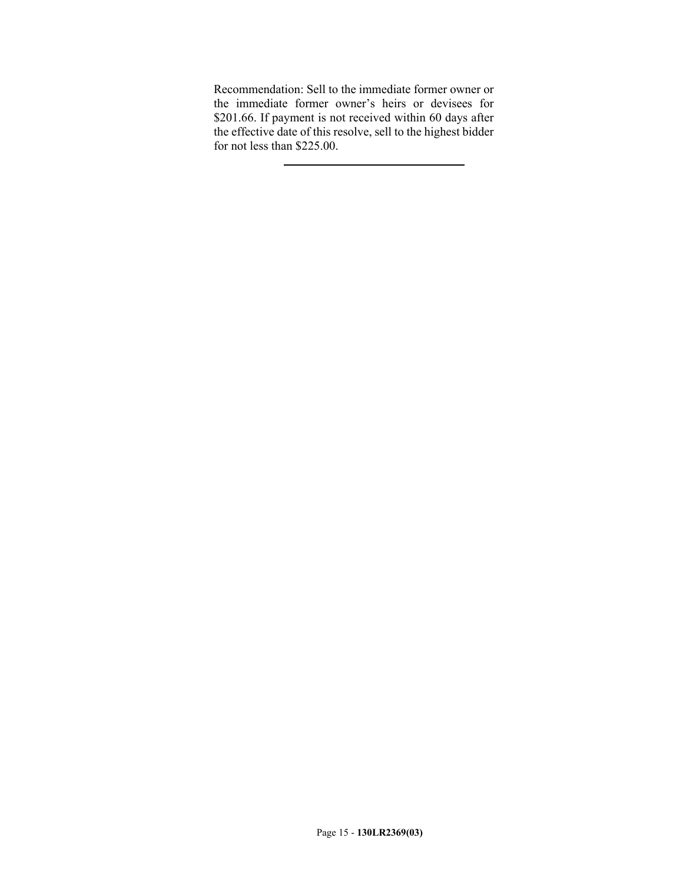Recommendation: Sell to the immediate former owner or the immediate former owner's heirs or devisees for $201.66. If payment is not received within 60 days after the effective date of this resolve, sell to the highest bidder for not less than $225.00.

---